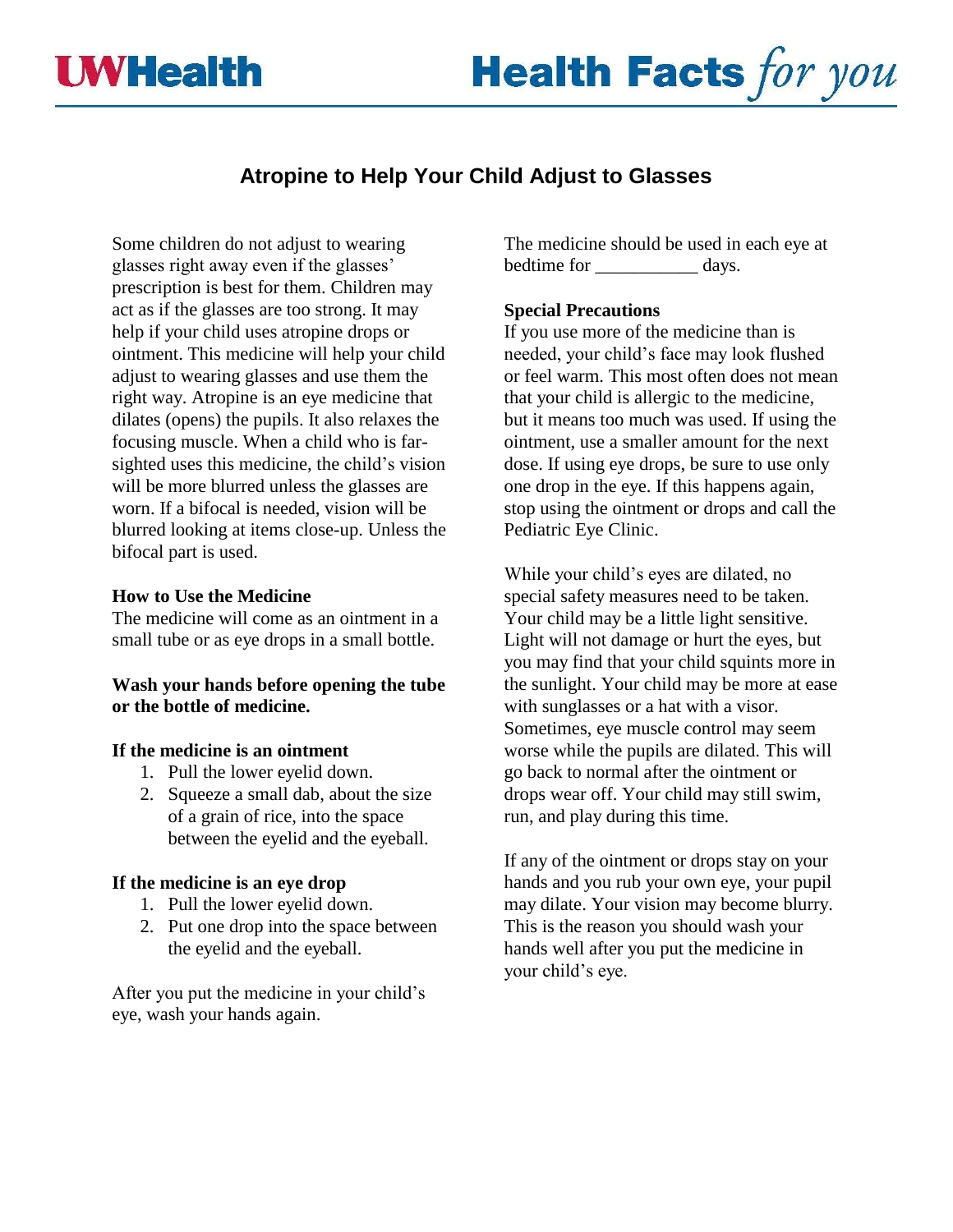# Atropine to Help Your Child Adjust to Glasses

Some children do not adjust to wearing glasses right away even if the glasses' prescription is best for them. Children may act as if the glasses are too strong. It may help if your child uses atropine drops or ointment. This medicine will help your child adjust to wearing glasses and use them the right way. Atropine is an eye medicine that dilates (opens) the pupils. It also relaxes the focusing muscle. When a child who is far-sighted uses this medicine, the child's vision will be more blurred unless the glasses are worn. If a bifocal is needed, vision will be blurred looking at items close-up. Unless the bifocal part is used.

**How to Use the Medicine**

The medicine will come as an ointment in a small tube or as eye drops in a small bottle.

**Wash your hands before opening the tube or the bottle of medicine.**

**If the medicine is an ointment**

1. Pull the lower eyelid down.
2. Squeeze a small dab, about the size of a grain of rice, into the space between the eyelid and the eyeball.

**If the medicine is an eye drop**

1. Pull the lower eyelid down.
2. Put one drop into the space between the eyelid and the eyeball.

After you put the medicine in your child's eye, wash your hands again.

The medicine should be used in each eye at bedtime for ___________ days.

**Special Precautions**

If you use more of the medicine than is needed, your child's face may look flushed or feel warm. This most often does not mean that your child is allergic to the medicine, but it means too much was used. If using the ointment, use a smaller amount for the next dose. If using eye drops, be sure to use only one drop in the eye. If this happens again, stop using the ointment or drops and call the Pediatric Eye Clinic.

While your child's eyes are dilated, no special safety measures need to be taken. Your child may be a little light sensitive. Light will not damage or hurt the eyes, but you may find that your child squints more in the sunlight. Your child may be more at ease with sunglasses or a hat with a visor. Sometimes, eye muscle control may seem worse while the pupils are dilated. This will go back to normal after the ointment or drops wear off. Your child may still swim, run, and play during this time.

If any of the ointment or drops stay on your hands and you rub your own eye, your pupil may dilate. Your vision may become blurry. This is the reason you should wash your hands well after you put the medicine in your child's eye.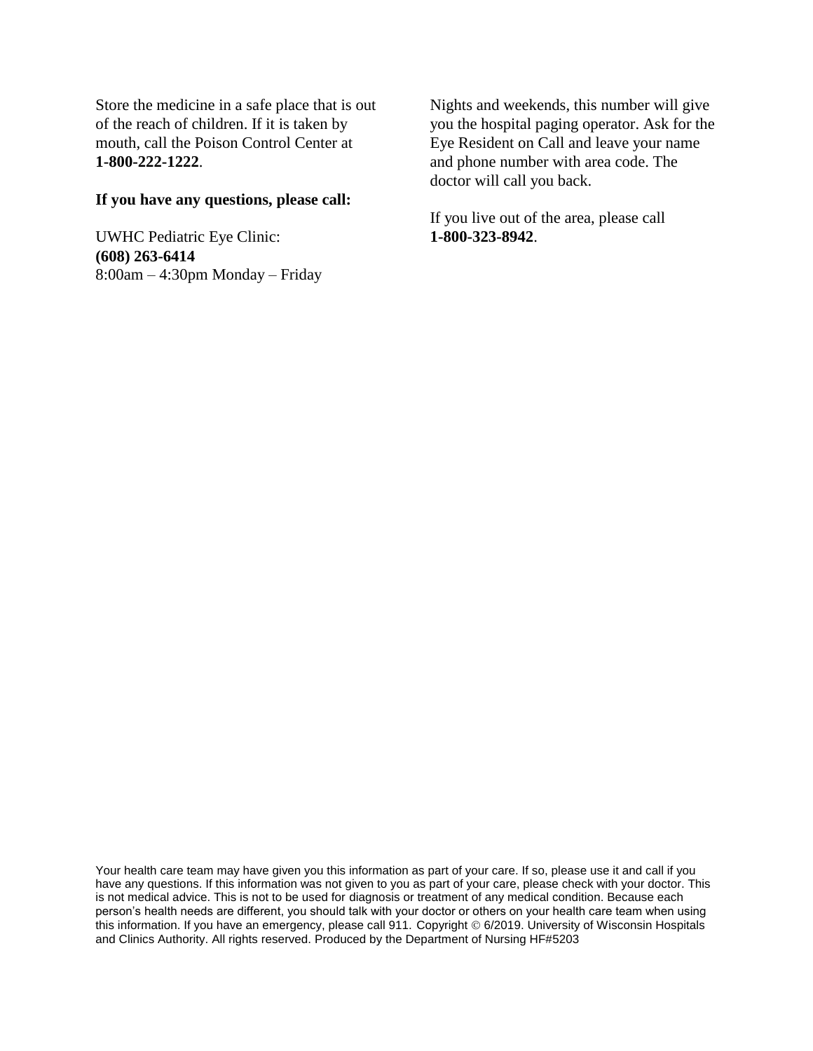Store the medicine in a safe place that is out of the reach of children. If it is taken by mouth, call the Poison Control Center at **1-800-222-1222**.

**If you have any questions, please call:**

UWHC Pediatric Eye Clinic:
**(608) 263-6414**
8:00am – 4:30pm Monday – Friday

Nights and weekends, this number will give you the hospital paging operator. Ask for the Eye Resident on Call and leave your name and phone number with area code. The doctor will call you back.

If you live out of the area, please call **1-800-323-8942**.

Your health care team may have given you this information as part of your care. If so, please use it and call if you have any questions. If this information was not given to you as part of your care, please check with your doctor. This is not medical advice. This is not to be used for diagnosis or treatment of any medical condition. Because each person's health needs are different, you should talk with your doctor or others on your health care team when using this information. If you have an emergency, please call 911. Copyright © 6/2019. University of Wisconsin Hospitals and Clinics Authority. All rights reserved. Produced by the Department of Nursing HF#5203